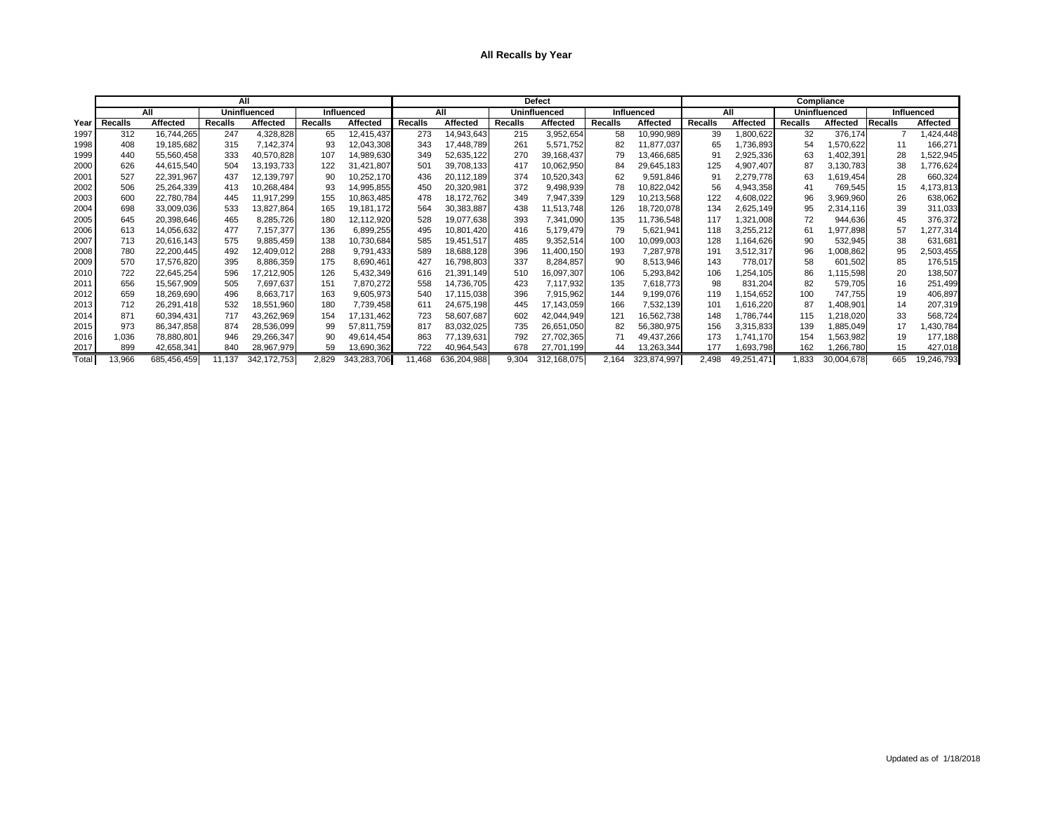# All Recalls by Year

| Year | All | | | | | | Defect | | | | | | Compliance | | | | | |
|---|---|---|---|---|---|---|---|---|---|---|---|---|---|---|---|---|---|---|
| | All | | Uninfluenced | | Influenced | | All | | Uninfluenced | | Influenced | | All | | Uninfluenced | | Influenced | |
| | Recalls | Affected | Recalls | Affected | Recalls | Affected | Recalls | Affected | Recalls | Affected | Recalls | Affected | Recalls | Affected | Recalls | Affected | Recalls | Affected |
| 1997 | 312 | 16,744,265 | 247 | 4,328,828 | 65 | 12,415,437 | 273 | 14,943,643 | 215 | 3,952,654 | 58 | 10,990,989 | 39 | 1,800,622 | 32 | 376,174 | 7 | 1,424,448 |
| 1998 | 408 | 19,185,682 | 315 | 7,142,374 | 93 | 12,043,308 | 343 | 17,448,789 | 261 | 5,571,752 | 82 | 11,877,037 | 65 | 1,736,893 | 54 | 1,570,622 | 11 | 166,271 |
| 1999 | 440 | 55,560,458 | 333 | 40,570,828 | 107 | 14,989,630 | 349 | 52,635,122 | 270 | 39,168,437 | 79 | 13,466,685 | 91 | 2,925,336 | 63 | 1,402,391 | 28 | 1,522,945 |
| 2000 | 626 | 44,615,540 | 504 | 13,193,733 | 122 | 31,421,807 | 501 | 39,708,133 | 417 | 10,062,950 | 84 | 29,645,183 | 125 | 4,907,407 | 87 | 3,130,783 | 38 | 1,776,624 |
| 2001 | 527 | 22,391,967 | 437 | 12,139,797 | 90 | 10,252,170 | 436 | 20,112,189 | 374 | 10,520,343 | 62 | 9,591,846 | 91 | 2,279,778 | 63 | 1,619,454 | 28 | 660,324 |
| 2002 | 506 | 25,264,339 | 413 | 10,268,484 | 93 | 14,995,855 | 450 | 20,320,981 | 372 | 9,498,939 | 78 | 10,822,042 | 56 | 4,943,358 | 41 | 769,545 | 15 | 4,173,813 |
| 2003 | 600 | 22,780,784 | 445 | 11,917,299 | 155 | 10,863,485 | 478 | 18,172,762 | 349 | 7,947,339 | 129 | 10,213,568 | 122 | 4,608,022 | 96 | 3,969,960 | 26 | 638,062 |
| 2004 | 698 | 33,009,036 | 533 | 13,827,864 | 165 | 19,181,172 | 564 | 30,383,887 | 438 | 11,513,748 | 126 | 18,720,078 | 134 | 2,625,149 | 95 | 2,314,116 | 39 | 311,033 |
| 2005 | 645 | 20,398,646 | 465 | 8,285,726 | 180 | 12,112,920 | 528 | 19,077,638 | 393 | 7,341,090 | 135 | 11,736,548 | 117 | 1,321,008 | 72 | 944,636 | 45 | 376,372 |
| 2006 | 613 | 14,056,632 | 477 | 7,157,377 | 136 | 6,899,255 | 495 | 10,801,420 | 416 | 5,179,479 | 79 | 5,621,941 | 118 | 3,255,212 | 61 | 1,977,898 | 57 | 1,277,314 |
| 2007 | 713 | 20,616,143 | 575 | 9,885,459 | 138 | 10,730,684 | 585 | 19,451,517 | 485 | 9,352,514 | 100 | 10,099,003 | 128 | 1,164,626 | 90 | 532,945 | 38 | 631,681 |
| 2008 | 780 | 22,200,445 | 492 | 12,409,012 | 288 | 9,791,433 | 589 | 18,688,128 | 396 | 11,400,150 | 193 | 7,287,978 | 191 | 3,512,317 | 96 | 1,008,862 | 95 | 2,503,455 |
| 2009 | 570 | 17,576,820 | 395 | 8,886,359 | 175 | 8,690,461 | 427 | 16,798,803 | 337 | 8,284,857 | 90 | 8,513,946 | 143 | 778,017 | 58 | 601,502 | 85 | 176,515 |
| 2010 | 722 | 22,645,254 | 596 | 17,212,905 | 126 | 5,432,349 | 616 | 21,391,149 | 510 | 16,097,307 | 106 | 5,293,842 | 106 | 1,254,105 | 86 | 1,115,598 | 20 | 138,507 |
| 2011 | 656 | 15,567,909 | 505 | 7,697,637 | 151 | 7,870,272 | 558 | 14,736,705 | 423 | 7,117,932 | 135 | 7,618,773 | 98 | 831,204 | 82 | 579,705 | 16 | 251,499 |
| 2012 | 659 | 18,269,690 | 496 | 8,663,717 | 163 | 9,605,973 | 540 | 17,115,038 | 396 | 7,915,962 | 144 | 9,199,076 | 119 | 1,154,652 | 100 | 747,755 | 19 | 406,897 |
| 2013 | 712 | 26,291,418 | 532 | 18,551,960 | 180 | 7,739,458 | 611 | 24,675,198 | 445 | 17,143,059 | 166 | 7,532,139 | 101 | 1,616,220 | 87 | 1,408,901 | 14 | 207,319 |
| 2014 | 871 | 60,394,431 | 717 | 43,262,969 | 154 | 17,131,462 | 723 | 58,607,687 | 602 | 42,044,949 | 121 | 16,562,738 | 148 | 1,786,744 | 115 | 1,218,020 | 33 | 568,724 |
| 2015 | 973 | 86,347,858 | 874 | 28,536,099 | 99 | 57,811,759 | 817 | 83,032,025 | 735 | 26,651,050 | 82 | 56,380,975 | 156 | 3,315,833 | 139 | 1,885,049 | 17 | 1,430,784 |
| 2016 | 1,036 | 78,880,801 | 946 | 29,266,347 | 90 | 49,614,454 | 863 | 77,139,631 | 792 | 27,702,365 | 71 | 49,437,266 | 173 | 1,741,170 | 154 | 1,563,982 | 19 | 177,188 |
| 2017 | 899 | 42,658,341 | 840 | 28,967,979 | 59 | 13,690,362 | 722 | 40,964,543 | 678 | 27,701,199 | 44 | 13,263,344 | 177 | 1,693,798 | 162 | 1,266,780 | 15 | 427,018 |
| Total | 13,966 | 685,456,459 | 11,137 | 342,172,753 | 2,829 | 343,283,706 | 11,468 | 636,204,988 | 9,304 | 312,168,075 | 2,164 | 323,874,997 | 2,498 | 49,251,471 | 1,833 | 30,004,678 | 665 | 19,246,793 |

Updated as of 1/18/2018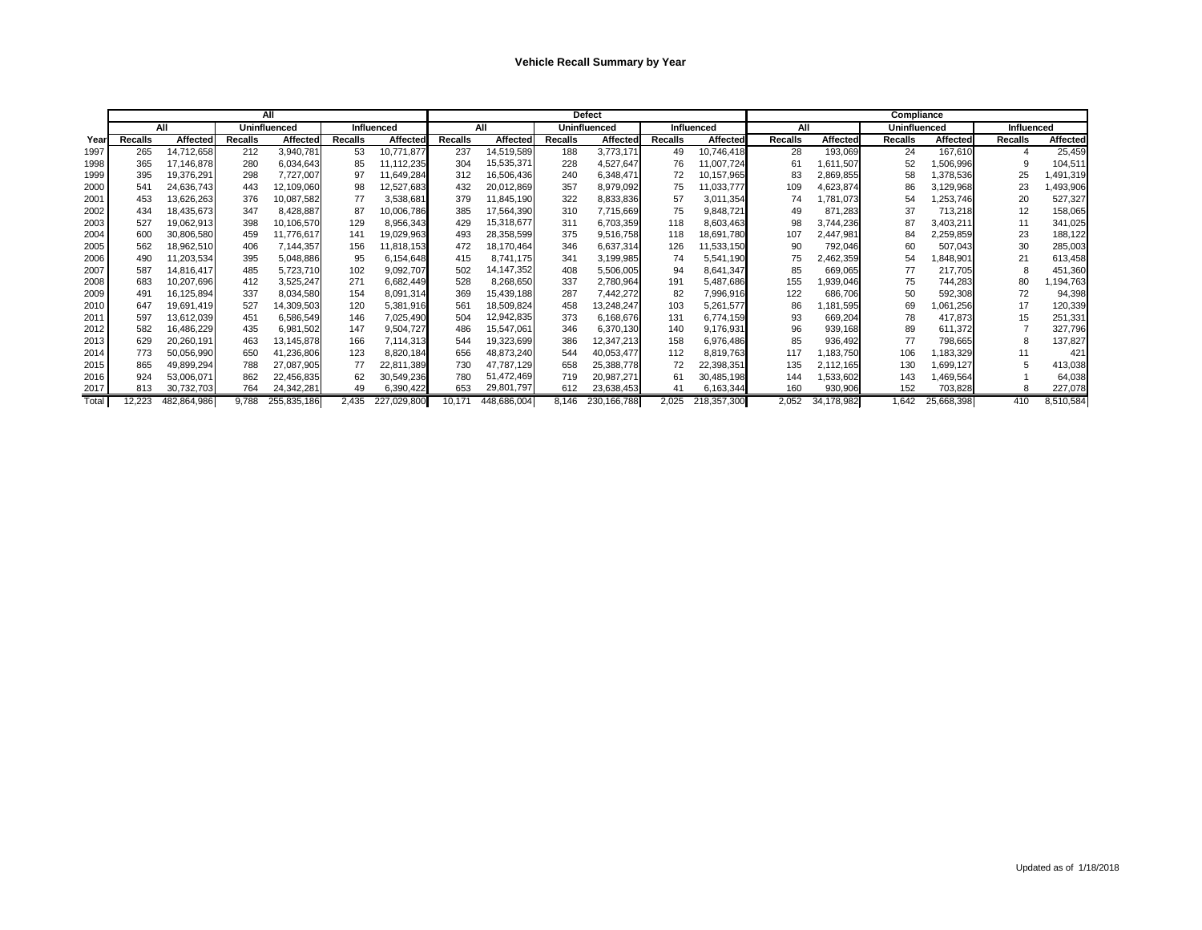# Vehicle Recall Summary by Year

| | All | | | | | | Defect | | | | | | Compliance | | | | | |
|---|---|---|---|---|---|---|---|---|---|---|---|---|---|---|---|---|---|---|
| | All | | Uninfluenced | | Influenced | | All | | Uninfluenced | | Influenced | | All | | Uninfluenced | | Influenced | |
| Year | Recalls | Affected | Recalls | Affected | Recalls | Affected | Recalls | Affected | Recalls | Affected | Recalls | Affected | Recalls | Affected | Recalls | Affected | Recalls | Affected |
| 1997 | 265 | 14,712,658 | 212 | 3,940,781 | 53 | 10,771,877 | 237 | 14,519,589 | 188 | 3,773,171 | 49 | 10,746,418 | 28 | 193,069 | 24 | 167,610 | 4 | 25,459 |
| 1998 | 365 | 17,146,878 | 280 | 6,034,643 | 85 | 11,112,235 | 304 | 15,535,371 | 228 | 4,527,647 | 76 | 11,007,724 | 61 | 1,611,507 | 52 | 1,506,996 | 9 | 104,511 |
| 1999 | 395 | 19,376,291 | 298 | 7,727,007 | 97 | 11,649,284 | 312 | 16,506,436 | 240 | 6,348,471 | 72 | 10,157,965 | 83 | 2,869,855 | 58 | 1,378,536 | 25 | 1,491,319 |
| 2000 | 541 | 24,636,743 | 443 | 12,109,060 | 98 | 12,527,683 | 432 | 20,012,869 | 357 | 8,979,092 | 75 | 11,033,777 | 109 | 4,623,874 | 86 | 3,129,968 | 23 | 1,493,906 |
| 2001 | 453 | 13,626,263 | 376 | 10,087,582 | 77 | 3,538,681 | 379 | 11,845,190 | 322 | 8,833,836 | 57 | 3,011,354 | 74 | 1,781,073 | 54 | 1,253,746 | 20 | 527,327 |
| 2002 | 434 | 18,435,673 | 347 | 8,428,887 | 87 | 10,006,786 | 385 | 17,564,390 | 310 | 7,715,669 | 75 | 9,848,721 | 49 | 871,283 | 37 | 713,218 | 12 | 158,065 |
| 2003 | 527 | 19,062,913 | 398 | 10,106,570 | 129 | 8,956,343 | 429 | 15,318,677 | 311 | 6,703,359 | 118 | 8,603,463 | 98 | 3,744,236 | 87 | 3,403,211 | 11 | 341,025 |
| 2004 | 600 | 30,806,580 | 459 | 11,776,617 | 141 | 19,029,963 | 493 | 28,358,599 | 375 | 9,516,758 | 118 | 18,691,780 | 107 | 2,447,981 | 84 | 2,259,859 | 23 | 188,122 |
| 2005 | 562 | 18,962,510 | 406 | 7,144,357 | 156 | 11,818,153 | 472 | 18,170,464 | 346 | 6,637,314 | 126 | 11,533,150 | 90 | 792,046 | 60 | 507,043 | 30 | 285,003 |
| 2006 | 490 | 11,203,534 | 395 | 5,048,886 | 95 | 6,154,648 | 415 | 8,741,175 | 341 | 3,199,985 | 74 | 5,541,190 | 75 | 2,462,359 | 54 | 1,848,901 | 21 | 613,458 |
| 2007 | 587 | 14,816,417 | 485 | 5,723,710 | 102 | 9,092,707 | 502 | 14,147,352 | 408 | 5,506,005 | 94 | 8,641,347 | 85 | 669,065 | 77 | 217,705 | 8 | 451,360 |
| 2008 | 683 | 10,207,696 | 412 | 3,525,247 | 271 | 6,682,449 | 528 | 8,268,650 | 337 | 2,780,964 | 191 | 5,487,686 | 155 | 1,939,046 | 75 | 744,283 | 80 | 1,194,763 |
| 2009 | 491 | 16,125,894 | 337 | 8,034,580 | 154 | 8,091,314 | 369 | 15,439,188 | 287 | 7,442,272 | 82 | 7,996,916 | 122 | 686,706 | 50 | 592,308 | 72 | 94,398 |
| 2010 | 647 | 19,691,419 | 527 | 14,309,503 | 120 | 5,381,916 | 561 | 18,509,824 | 458 | 13,248,247 | 103 | 5,261,577 | 86 | 1,181,595 | 69 | 1,061,256 | 17 | 120,339 |
| 2011 | 597 | 13,612,039 | 451 | 6,586,549 | 146 | 7,025,490 | 504 | 12,942,835 | 373 | 6,168,676 | 131 | 6,774,159 | 93 | 669,204 | 78 | 417,873 | 15 | 251,331 |
| 2012 | 582 | 16,486,229 | 435 | 6,981,502 | 147 | 9,504,727 | 486 | 15,547,061 | 346 | 6,370,130 | 140 | 9,176,931 | 96 | 939,168 | 89 | 611,372 | 7 | 327,796 |
| 2013 | 629 | 20,260,191 | 463 | 13,145,878 | 166 | 7,114,313 | 544 | 19,323,699 | 386 | 12,347,213 | 158 | 6,976,486 | 85 | 936,492 | 77 | 798,665 | 8 | 137,827 |
| 2014 | 773 | 50,056,990 | 650 | 41,236,806 | 123 | 8,820,184 | 656 | 48,873,240 | 544 | 40,053,477 | 112 | 8,819,763 | 117 | 1,183,750 | 106 | 1,183,329 | 11 | 421 |
| 2015 | 865 | 49,899,294 | 788 | 27,087,905 | 77 | 22,811,389 | 730 | 47,787,129 | 658 | 25,388,778 | 72 | 22,398,351 | 135 | 2,112,165 | 130 | 1,699,127 | 5 | 413,038 |
| 2016 | 924 | 53,006,071 | 862 | 22,456,835 | 62 | 30,549,236 | 780 | 51,472,469 | 719 | 20,987,271 | 61 | 30,485,198 | 144 | 1,533,602 | 143 | 1,469,564 | 1 | 64,038 |
| 2017 | 813 | 30,732,703 | 764 | 24,342,281 | 49 | 6,390,422 | 653 | 29,801,797 | 612 | 23,638,453 | 41 | 6,163,344 | 160 | 930,906 | 152 | 703,828 | 8 | 227,078 |
| Total | 12,223 | 482,864,986 | 9,788 | 255,835,186 | 2,435 | 227,029,800 | 10,171 | 448,686,004 | 8,146 | 230,166,788 | 2,025 | 218,357,300 | 2,052 | 34,178,982 | 1,642 | 25,668,398 | 410 | 8,510,584 |

Updated as of 1/18/2018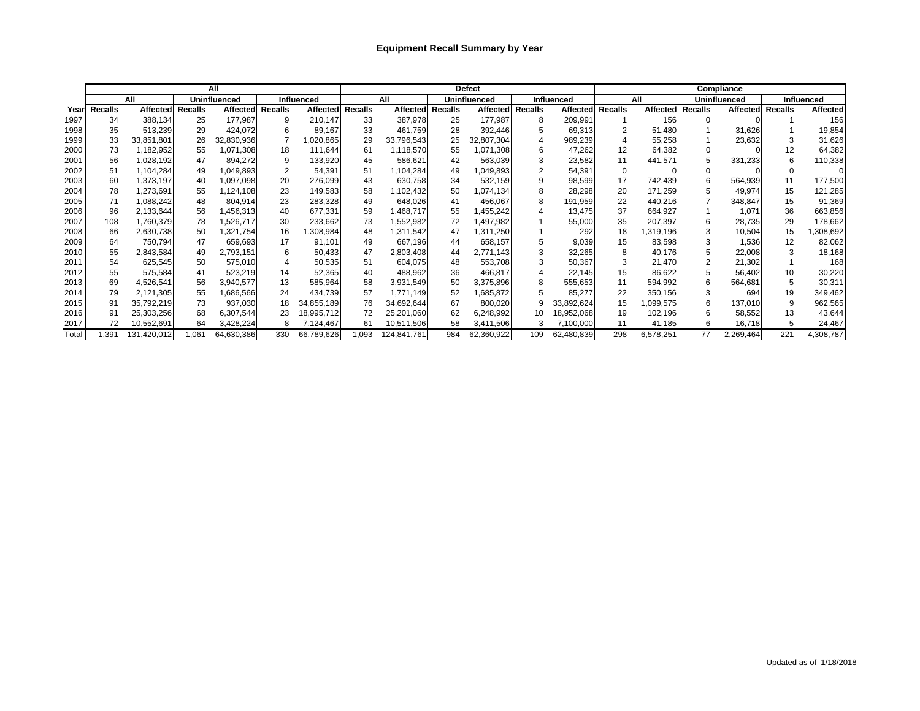# Equipment Recall Summary by Year

| | All | | | | | | Defect | | | | | | Compliance | | | | | |
|---|---|---|---|---|---|---|---|---|---|---|---|---|---|---|---|---|---|---|
| | All | | Uninfluenced | | Influenced | | All | | Uninfluenced | | Influenced | | All | | Uninfluenced | | Influenced | |
| Year | Recalls | Affected | Recalls | Affected | Recalls | Affected | Recalls | Affected | Recalls | Affected | Recalls | Affected | Recalls | Affected | Recalls | Affected | Recalls | Affected |
| 1997 | 34 | 388,134 | 25 | 177,987 | 9 | 210,147 | 33 | 387,978 | 25 | 177,987 | 8 | 209,991 | 1 | 156 | 0 | 0 | 1 | 156 |
| 1998 | 35 | 513,239 | 29 | 424,072 | 6 | 89,167 | 33 | 461,759 | 28 | 392,446 | 5 | 69,313 | 2 | 51,480 | 1 | 31,626 | 1 | 19,854 |
| 1999 | 33 | 33,851,801 | 26 | 32,830,936 | 7 | 1,020,865 | 29 | 33,796,543 | 25 | 32,807,304 | 4 | 989,239 | 4 | 55,258 | 1 | 23,632 | 3 | 31,626 |
| 2000 | 73 | 1,182,952 | 55 | 1,071,308 | 18 | 111,644 | 61 | 1,118,570 | 55 | 1,071,308 | 6 | 47,262 | 12 | 64,382 | 0 | 0 | 12 | 64,382 |
| 2001 | 56 | 1,028,192 | 47 | 894,272 | 9 | 133,920 | 45 | 586,621 | 42 | 563,039 | 3 | 23,582 | 11 | 441,571 | 5 | 331,233 | 6 | 110,338 |
| 2002 | 51 | 1,104,284 | 49 | 1,049,893 | 2 | 54,391 | 51 | 1,104,284 | 49 | 1,049,893 | 2 | 54,391 | 0 | 0 | 0 | 0 | 0 | 0 |
| 2003 | 60 | 1,373,197 | 40 | 1,097,098 | 20 | 276,099 | 43 | 630,758 | 34 | 532,159 | 9 | 98,599 | 17 | 742,439 | 6 | 564,939 | 11 | 177,500 |
| 2004 | 78 | 1,273,691 | 55 | 1,124,108 | 23 | 149,583 | 58 | 1,102,432 | 50 | 1,074,134 | 8 | 28,298 | 20 | 171,259 | 5 | 49,974 | 15 | 121,285 |
| 2005 | 71 | 1,088,242 | 48 | 804,914 | 23 | 283,328 | 49 | 648,026 | 41 | 456,067 | 8 | 191,959 | 22 | 440,216 | 7 | 348,847 | 15 | 91,369 |
| 2006 | 96 | 2,133,644 | 56 | 1,456,313 | 40 | 677,331 | 59 | 1,468,717 | 55 | 1,455,242 | 4 | 13,475 | 37 | 664,927 | 1 | 1,071 | 36 | 663,856 |
| 2007 | 108 | 1,760,379 | 78 | 1,526,717 | 30 | 233,662 | 73 | 1,552,982 | 72 | 1,497,982 | 1 | 55,000 | 35 | 207,397 | 6 | 28,735 | 29 | 178,662 |
| 2008 | 66 | 2,630,738 | 50 | 1,321,754 | 16 | 1,308,984 | 48 | 1,311,542 | 47 | 1,311,250 | 1 | 292 | 18 | 1,319,196 | 3 | 10,504 | 15 | 1,308,692 |
| 2009 | 64 | 750,794 | 47 | 659,693 | 17 | 91,101 | 49 | 667,196 | 44 | 658,157 | 5 | 9,039 | 15 | 83,598 | 3 | 1,536 | 12 | 82,062 |
| 2010 | 55 | 2,843,584 | 49 | 2,793,151 | 6 | 50,433 | 47 | 2,803,408 | 44 | 2,771,143 | 3 | 32,265 | 8 | 40,176 | 5 | 22,008 | 3 | 18,168 |
| 2011 | 54 | 625,545 | 50 | 575,010 | 4 | 50,535 | 51 | 604,075 | 48 | 553,708 | 3 | 50,367 | 3 | 21,470 | 2 | 21,302 | 1 | 168 |
| 2012 | 55 | 575,584 | 41 | 523,219 | 14 | 52,365 | 40 | 488,962 | 36 | 466,817 | 4 | 22,145 | 15 | 86,622 | 5 | 56,402 | 10 | 30,220 |
| 2013 | 69 | 4,526,541 | 56 | 3,940,577 | 13 | 585,964 | 58 | 3,931,549 | 50 | 3,375,896 | 8 | 555,653 | 11 | 594,992 | 6 | 564,681 | 5 | 30,311 |
| 2014 | 79 | 2,121,305 | 55 | 1,686,566 | 24 | 434,739 | 57 | 1,771,149 | 52 | 1,685,872 | 5 | 85,277 | 22 | 350,156 | 3 | 694 | 19 | 349,462 |
| 2015 | 91 | 35,792,219 | 73 | 937,030 | 18 | 34,855,189 | 76 | 34,692,644 | 67 | 800,020 | 9 | 33,892,624 | 15 | 1,099,575 | 6 | 137,010 | 9 | 962,565 |
| 2016 | 91 | 25,303,256 | 68 | 6,307,544 | 23 | 18,995,712 | 72 | 25,201,060 | 62 | 6,248,992 | 10 | 18,952,068 | 19 | 102,196 | 6 | 58,552 | 13 | 43,644 |
| 2017 | 72 | 10,552,691 | 64 | 3,428,224 | 8 | 7,124,467 | 61 | 10,511,506 | 58 | 3,411,506 | 3 | 7,100,000 | 11 | 41,185 | 6 | 16,718 | 5 | 24,467 |
| Total | 1,391 | 131,420,012 | 1,061 | 64,630,386 | 330 | 66,789,626 | 1,093 | 124,841,761 | 984 | 62,360,922 | 109 | 62,480,839 | 298 | 6,578,251 | 77 | 2,269,464 | 221 | 4,308,787 |

Updated as of 1/18/2018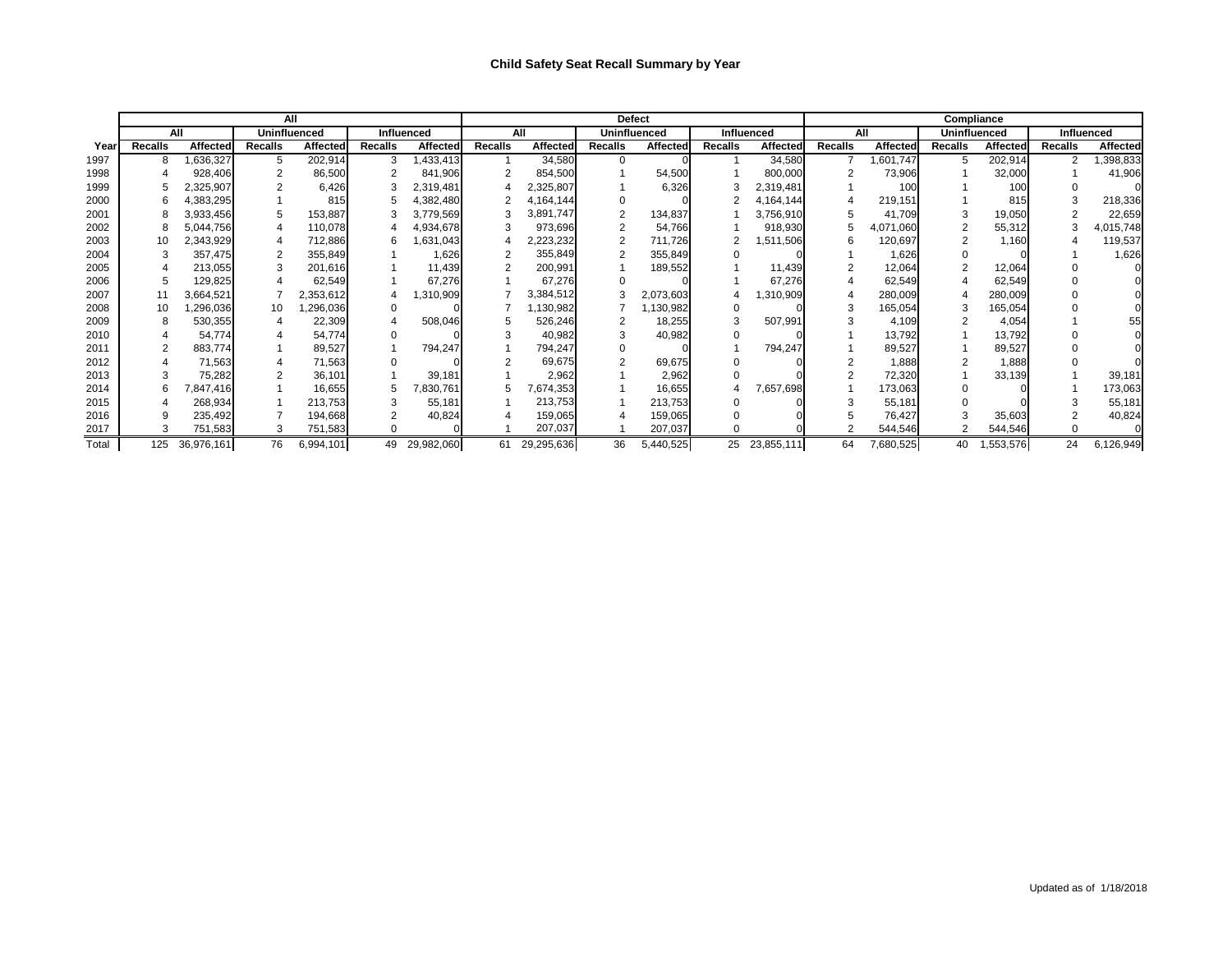## Child Safety Seat Recall Summary by Year

| | All | | | | | | Defect | | | | | | Compliance | | | | | |
|---|---|---|---|---|---|---|---|---|---|---|---|---|---|---|---|---|---|---|
| | All | | Uninfluenced | | Influenced | | All | | Uninfluenced | | Influenced | | All | | Uninfluenced | | Influenced | |
| Year | Recalls | Affected | Recalls | Affected | Recalls | Affected | Recalls | Affected | Recalls | Affected | Recalls | Affected | Recalls | Affected | Recalls | Affected | Recalls | Affected |
| 1997 | 8 | 1,636,327 | 5 | 202,914 | 3 | 1,433,413 | 1 | 34,580 | 0 | 0 | 1 | 34,580 | 7 | 1,601,747 | 5 | 202,914 | 2 | 1,398,833 |
| 1998 | 4 | 928,406 | 2 | 86,500 | 2 | 841,906 | 2 | 854,500 | 1 | 54,500 | 1 | 800,000 | 2 | 73,906 | 1 | 32,000 | 1 | 41,906 |
| 1999 | 5 | 2,325,907 | 2 | 6,426 | 3 | 2,319,481 | 4 | 2,325,807 | 1 | 6,326 | 3 | 2,319,481 | 1 | 100 | 1 | 100 | 0 | 0 |
| 2000 | 6 | 4,383,295 | 1 | 815 | 5 | 4,382,480 | 2 | 4,164,144 | 0 | 0 | 2 | 4,164,144 | 4 | 219,151 | 1 | 815 | 3 | 218,336 |
| 2001 | 8 | 3,933,456 | 5 | 153,887 | 3 | 3,779,569 | 3 | 3,891,747 | 2 | 134,837 | 1 | 3,756,910 | 5 | 41,709 | 3 | 19,050 | 2 | 22,659 |
| 2002 | 8 | 5,044,756 | 4 | 110,078 | 4 | 4,934,678 | 3 | 973,696 | 2 | 54,766 | 1 | 918,930 | 5 | 4,071,060 | 2 | 55,312 | 3 | 4,015,748 |
| 2003 | 10 | 2,343,929 | 4 | 712,886 | 6 | 1,631,043 | 4 | 2,223,232 | 2 | 711,726 | 2 | 1,511,506 | 6 | 120,697 | 2 | 1,160 | 4 | 119,537 |
| 2004 | 3 | 357,475 | 2 | 355,849 | 1 | 1,626 | 2 | 355,849 | 2 | 355,849 | 0 | 0 | 1 | 1,626 | 0 | 0 | 1 | 1,626 |
| 2005 | 4 | 213,055 | 3 | 201,616 | 1 | 11,439 | 2 | 200,991 | 1 | 189,552 | 1 | 11,439 | 2 | 12,064 | 2 | 12,064 | 0 | 0 |
| 2006 | 5 | 129,825 | 4 | 62,549 | 1 | 67,276 | 1 | 67,276 | 0 | 0 | 1 | 67,276 | 4 | 62,549 | 4 | 62,549 | 0 | 0 |
| 2007 | 11 | 3,664,521 | 7 | 2,353,612 | 4 | 1,310,909 | 7 | 3,384,512 | 3 | 2,073,603 | 4 | 1,310,909 | 4 | 280,009 | 4 | 280,009 | 0 | 0 |
| 2008 | 10 | 1,296,036 | 10 | 1,296,036 | 0 | 0 | 7 | 1,130,982 | 7 | 1,130,982 | 0 | 0 | 3 | 165,054 | 3 | 165,054 | 0 | 0 |
| 2009 | 8 | 530,355 | 4 | 22,309 | 4 | 508,046 | 5 | 526,246 | 2 | 18,255 | 3 | 507,991 | 3 | 4,109 | 2 | 4,054 | 1 | 55 |
| 2010 | 4 | 54,774 | 4 | 54,774 | 0 | 0 | 3 | 40,982 | 3 | 40,982 | 0 | 0 | 1 | 13,792 | 1 | 13,792 | 0 | 0 |
| 2011 | 2 | 883,774 | 1 | 89,527 | 1 | 794,247 | 1 | 794,247 | 0 | 0 | 1 | 794,247 | 1 | 89,527 | 1 | 89,527 | 0 | 0 |
| 2012 | 4 | 71,563 | 4 | 71,563 | 0 | 0 | 2 | 69,675 | 2 | 69,675 | 0 | 0 | 2 | 1,888 | 2 | 1,888 | 0 | 0 |
| 2013 | 3 | 75,282 | 2 | 36,101 | 1 | 39,181 | 1 | 2,962 | 1 | 2,962 | 0 | 0 | 2 | 72,320 | 1 | 33,139 | 1 | 39,181 |
| 2014 | 6 | 7,847,416 | 1 | 16,655 | 5 | 7,830,761 | 5 | 7,674,353 | 1 | 16,655 | 4 | 7,657,698 | 1 | 173,063 | 0 | 0 | 1 | 173,063 |
| 2015 | 4 | 268,934 | 1 | 213,753 | 3 | 55,181 | 1 | 213,753 | 1 | 213,753 | 0 | 0 | 3 | 55,181 | 0 | 0 | 3 | 55,181 |
| 2016 | 9 | 235,492 | 7 | 194,668 | 2 | 40,824 | 4 | 159,065 | 4 | 159,065 | 0 | 0 | 5 | 76,427 | 3 | 35,603 | 2 | 40,824 |
| 2017 | 3 | 751,583 | 3 | 751,583 | 0 | 0 | 1 | 207,037 | 1 | 207,037 | 0 | 0 | 2 | 544,546 | 2 | 544,546 | 0 | 0 |
| Total | 125 | 36,976,161 | 76 | 6,994,101 | 49 | 29,982,060 | 61 | 29,295,636 | 36 | 5,440,525 | 25 | 23,855,111 | 64 | 7,680,525 | 40 | 1,553,576 | 24 | 6,126,949 |

Updated as of 1/18/2018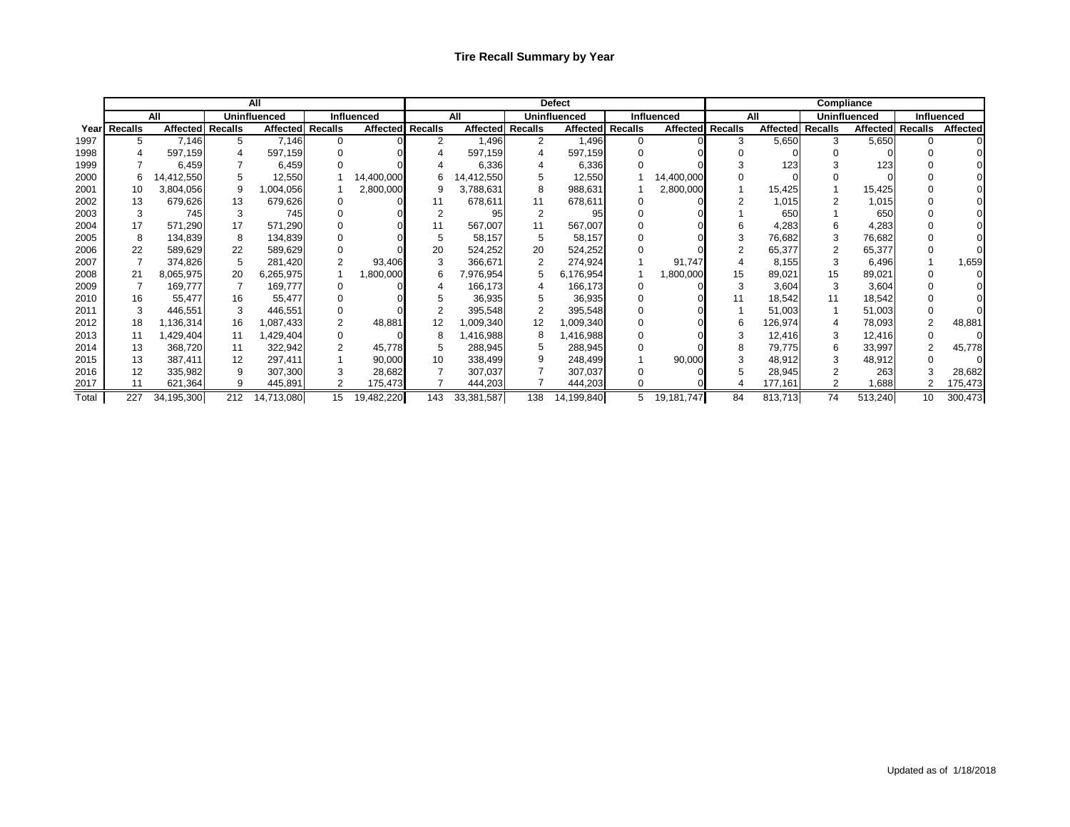# Tire Recall Summary by Year

| | All | | | | | | Defect | | | | | | Compliance | | | | | |
|---|---|---|---|---|---|---|---|---|---|---|---|---|---|---|---|---|---|---|
| | All | | Uninfluenced | | Influenced | | All | | Uninfluenced | | Influenced | | All | | Uninfluenced | | Influenced | |
| Year | Recalls | Affected | Recalls | Affected | Recalls | Affected | Recalls | Affected | Recalls | Affected | Recalls | Affected | Recalls | Affected | Recalls | Affected | Recalls | Affected |
| 1997 | 5 | 7,146 | 5 | 7,146 | 0 | 0 | 2 | 1,496 | 2 | 1,496 | 0 | 0 | 3 | 5,650 | 3 | 5,650 | 0 | 0 |
| 1998 | 4 | 597,159 | 4 | 597,159 | 0 | 0 | 4 | 597,159 | 4 | 597,159 | 0 | 0 | 0 | 0 | 0 | 0 | 0 | 0 |
| 1999 | 7 | 6,459 | 7 | 6,459 | 0 | 0 | 4 | 6,336 | 4 | 6,336 | 0 | 0 | 3 | 123 | 3 | 123 | 0 | 0 |
| 2000 | 6 | 14,412,550 | 5 | 12,550 | 1 | 14,400,000 | 6 | 14,412,550 | 5 | 12,550 | 1 | 14,400,000 | 0 | 0 | 0 | 0 | 0 | 0 |
| 2001 | 10 | 3,804,056 | 9 | 1,004,056 | 1 | 2,800,000 | 9 | 3,788,631 | 8 | 988,631 | 1 | 2,800,000 | 1 | 15,425 | 1 | 15,425 | 0 | 0 |
| 2002 | 13 | 679,626 | 13 | 679,626 | 0 | 0 | 11 | 678,611 | 11 | 678,611 | 0 | 0 | 2 | 1,015 | 2 | 1,015 | 0 | 0 |
| 2003 | 3 | 745 | 3 | 745 | 0 | 0 | 2 | 95 | 2 | 95 | 0 | 0 | 1 | 650 | 1 | 650 | 0 | 0 |
| 2004 | 17 | 571,290 | 17 | 571,290 | 0 | 0 | 11 | 567,007 | 11 | 567,007 | 0 | 0 | 6 | 4,283 | 6 | 4,283 | 0 | 0 |
| 2005 | 8 | 134,839 | 8 | 134,839 | 0 | 0 | 5 | 58,157 | 5 | 58,157 | 0 | 0 | 3 | 76,682 | 3 | 76,682 | 0 | 0 |
| 2006 | 22 | 589,629 | 22 | 589,629 | 0 | 0 | 20 | 524,252 | 20 | 524,252 | 0 | 0 | 2 | 65,377 | 2 | 65,377 | 0 | 0 |
| 2007 | 7 | 374,826 | 5 | 281,420 | 2 | 93,406 | 3 | 366,671 | 2 | 274,924 | 1 | 91,747 | 4 | 8,155 | 3 | 6,496 | 1 | 1,659 |
| 2008 | 21 | 8,065,975 | 20 | 6,265,975 | 1 | 1,800,000 | 6 | 7,976,954 | 5 | 6,176,954 | 1 | 1,800,000 | 15 | 89,021 | 15 | 89,021 | 0 | 0 |
| 2009 | 7 | 169,777 | 7 | 169,777 | 0 | 0 | 4 | 166,173 | 4 | 166,173 | 0 | 0 | 3 | 3,604 | 3 | 3,604 | 0 | 0 |
| 2010 | 16 | 55,477 | 16 | 55,477 | 0 | 0 | 5 | 36,935 | 5 | 36,935 | 0 | 0 | 11 | 18,542 | 11 | 18,542 | 0 | 0 |
| 2011 | 3 | 446,551 | 3 | 446,551 | 0 | 0 | 2 | 395,548 | 2 | 395,548 | 0 | 0 | 1 | 51,003 | 1 | 51,003 | 0 | 0 |
| 2012 | 18 | 1,136,314 | 16 | 1,087,433 | 2 | 48,881 | 12 | 1,009,340 | 12 | 1,009,340 | 0 | 0 | 6 | 126,974 | 4 | 78,093 | 2 | 48,881 |
| 2013 | 11 | 1,429,404 | 11 | 1,429,404 | 0 | 0 | 8 | 1,416,988 | 8 | 1,416,988 | 0 | 0 | 3 | 12,416 | 3 | 12,416 | 0 | 0 |
| 2014 | 13 | 368,720 | 11 | 322,942 | 2 | 45,778 | 5 | 288,945 | 5 | 288,945 | 0 | 0 | 8 | 79,775 | 6 | 33,997 | 2 | 45,778 |
| 2015 | 13 | 387,411 | 12 | 297,411 | 1 | 90,000 | 10 | 338,499 | 9 | 248,499 | 1 | 90,000 | 3 | 48,912 | 3 | 48,912 | 0 | 0 |
| 2016 | 12 | 335,982 | 9 | 307,300 | 3 | 28,682 | 7 | 307,037 | 7 | 307,037 | 0 | 0 | 5 | 28,945 | 2 | 263 | 3 | 28,682 |
| 2017 | 11 | 621,364 | 9 | 445,891 | 2 | 175,473 | 7 | 444,203 | 7 | 444,203 | 0 | 0 | 4 | 177,161 | 2 | 1,688 | 2 | 175,473 |
| Total | 227 | 34,195,300 | 212 | 14,713,080 | 15 | 19,482,220 | 143 | 33,381,587 | 138 | 14,199,840 | 5 | 19,181,747 | 84 | 813,713 | 74 | 513,240 | 10 | 300,473 |

Updated as of 1/18/2018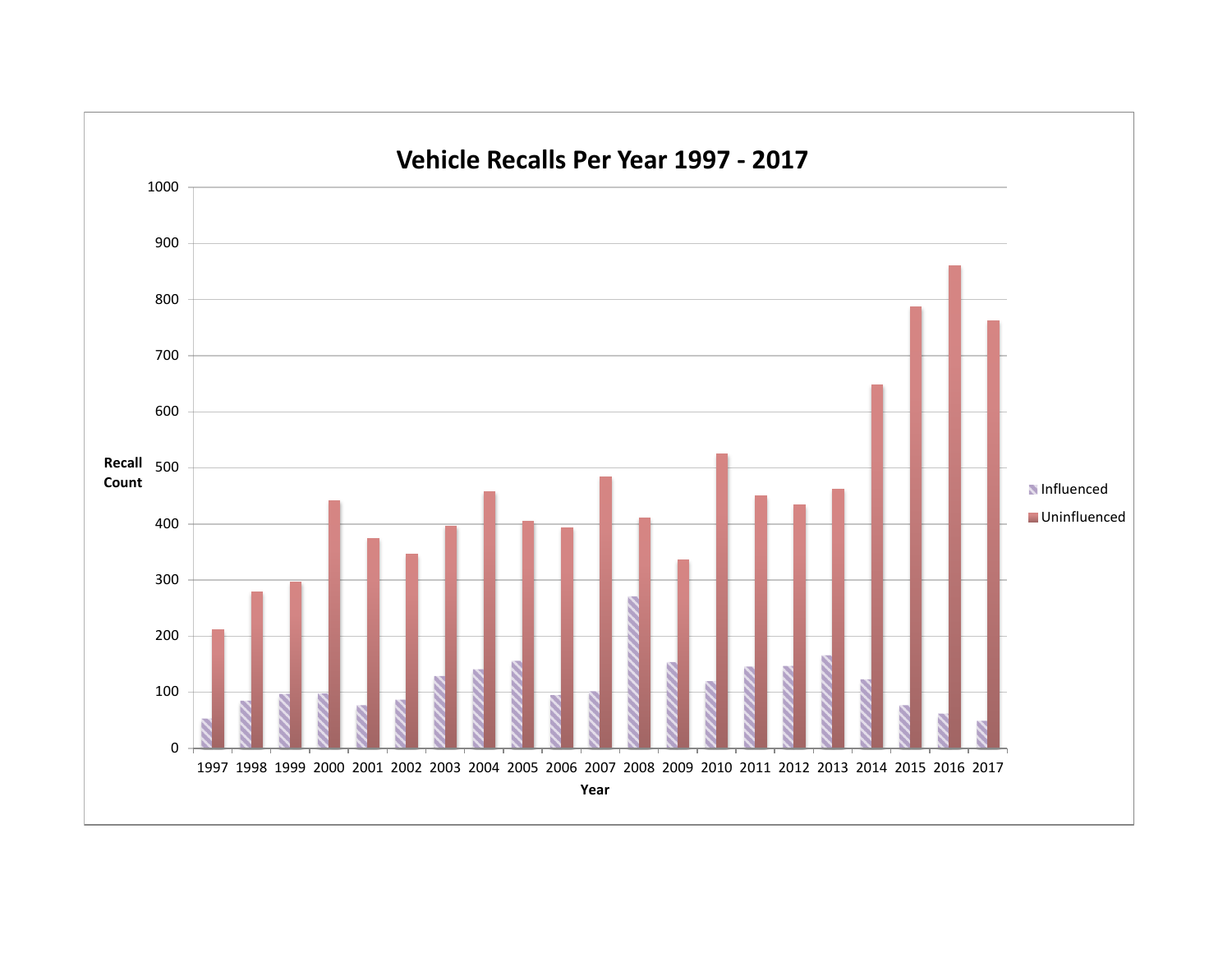# Vehicle Recalls Per Year 1997 - 2017

Recall Count

Year

1997 1998 1999 2000 2001 2002 2003 2004 2005 2006 2007 2008 2009 2010 2011 2012 2013 2014 2015 2016 2017

0 100 200 300 400 500 600 700 800 900 1000

- Influenced
- Uninfluenced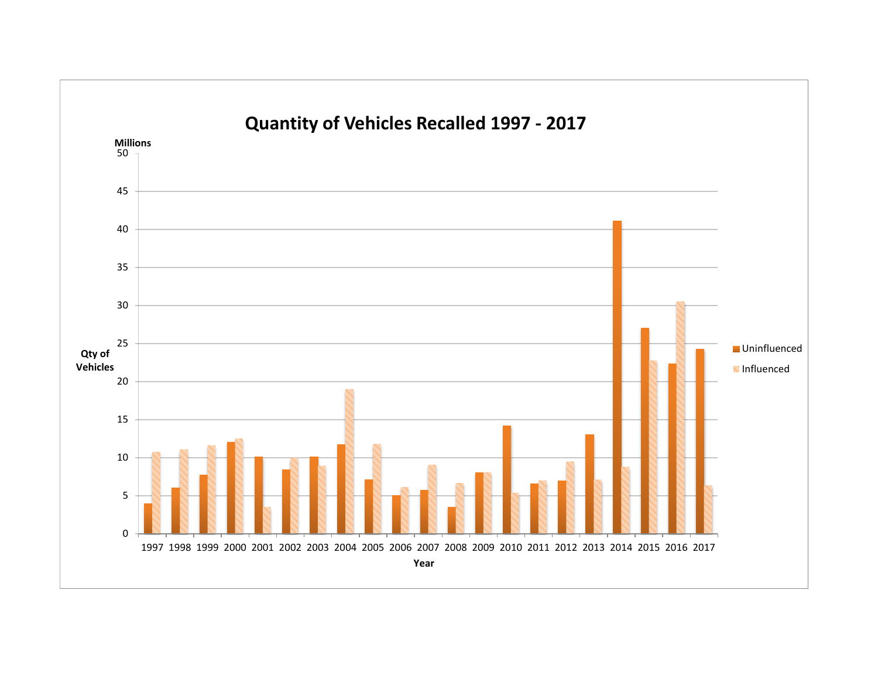Quantity of Vehicles Recalled 1997 - 2017

Millions

50

45

40

35

30

25

20

15

10

5

0

Qty of Vehicles

1997 1998 1999 2000 2001 2002 2003 2004 2005 2006 2007 2008 2009 2010 2011 2012 2013 2014 2015 2016 2017

Year

Uninfluenced

Influenced